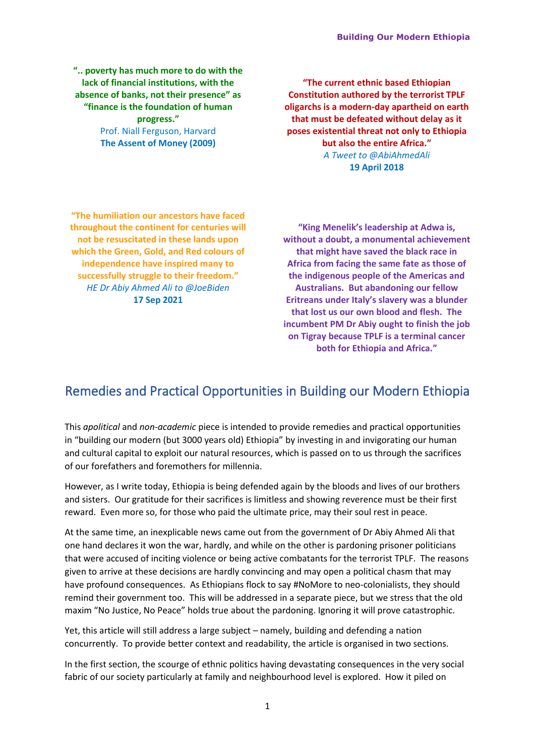**".. poverty has much more to do with the lack of financial institutions, with the absence of banks, not their presence" as "finance is the foundation of human progress."**
Prof. Niall Ferguson, Harvard
**The Assent of Money (2009)**

**"The current ethnic based Ethiopian Constitution authored by the terrorist TPLF oligarchs is a modern-day apartheid on earth that must be defeated without delay as it poses existential threat not only to Ethiopia but also the entire Africa."**
*A Tweet to @AbiAhmedAli*
**19 April 2018**

**"The humiliation our ancestors have faced throughout the continent for centuries will not be resuscitated in these lands upon which the Green, Gold, and Red colours of independence have inspired many to successfully struggle to their freedom."**
*HE Dr Abiy Ahmed Ali to @JoeBiden*
**17 Sep 2021**

**"King Menelik's leadership at Adwa is, without a doubt, a monumental achievement that might have saved the black race in Africa from facing the same fate as those of the indigenous people of the Americas and Australians. But abandoning our fellow Eritreans under Italy's slavery was a blunder that lost us our own blood and flesh. The incumbent PM Dr Abiy ought to finish the job on Tigray because TPLF is a terminal cancer both for Ethiopia and Africa."**

# Remedies and Practical Opportunities in Building our Modern Ethiopia

This *apolitical* and *non-academic* piece is intended to provide remedies and practical opportunities in "building our modern (but 3000 years old) Ethiopia" by investing in and invigorating our human and cultural capital to exploit our natural resources, which is passed on to us through the sacrifices of our forefathers and foremothers for millennia.

However, as I write today, Ethiopia is being defended again by the bloods and lives of our brothers and sisters. Our gratitude for their sacrifices is limitless and showing reverence must be their first reward. Even more so, for those who paid the ultimate price, may their soul rest in peace.

At the same time, an inexplicable news came out from the government of Dr Abiy Ahmed Ali that one hand declares it won the war, hardly, and while on the other is pardoning prisoner politicians that were accused of inciting violence or being active combatants for the terrorist TPLF. The reasons given to arrive at these decisions are hardly convincing and may open a political chasm that may have profound consequences. As Ethiopians flock to say #NoMore to neo-colonialists, they should remind their government too. This will be addressed in a separate piece, but we stress that the old maxim "No Justice, No Peace" holds true about the pardoning. Ignoring it will prove catastrophic.

Yet, this article will still address a large subject – namely, building and defending a nation concurrently. To provide better context and readability, the article is organised in two sections.

In the first section, the scourge of ethnic politics having devastating consequences in the very social fabric of our society particularly at family and neighbourhood level is explored. How it piled on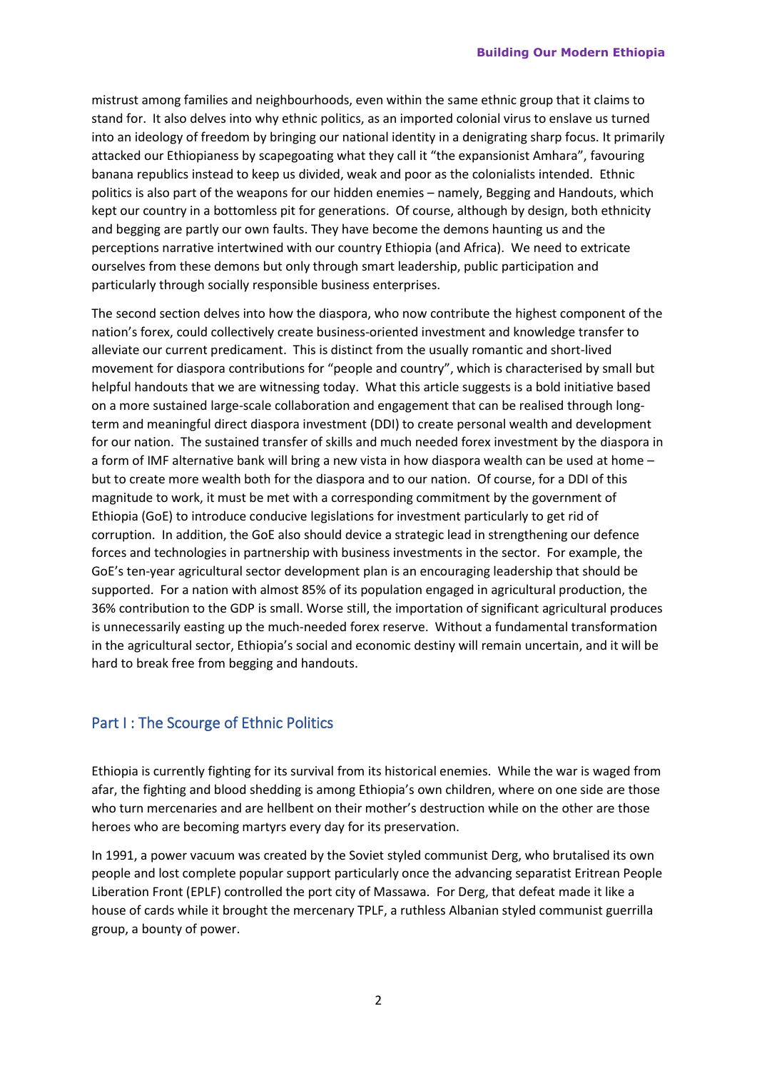mistrust among families and neighbourhoods, even within the same ethnic group that it claims to stand for. It also delves into why ethnic politics, as an imported colonial virus to enslave us turned into an ideology of freedom by bringing our national identity in a denigrating sharp focus. It primarily attacked our Ethiopianess by scapegoating what they call it "the expansionist Amhara", favouring banana republics instead to keep us divided, weak and poor as the colonialists intended. Ethnic politics is also part of the weapons for our hidden enemies – namely, Begging and Handouts, which kept our country in a bottomless pit for generations. Of course, although by design, both ethnicity and begging are partly our own faults. They have become the demons haunting us and the perceptions narrative intertwined with our country Ethiopia (and Africa). We need to extricate ourselves from these demons but only through smart leadership, public participation and particularly through socially responsible business enterprises.

The second section delves into how the diaspora, who now contribute the highest component of the nation's forex, could collectively create business-oriented investment and knowledge transfer to alleviate our current predicament. This is distinct from the usually romantic and short-lived movement for diaspora contributions for "people and country", which is characterised by small but helpful handouts that we are witnessing today. What this article suggests is a bold initiative based on a more sustained large-scale collaboration and engagement that can be realised through long-term and meaningful direct diaspora investment (DDI) to create personal wealth and development for our nation. The sustained transfer of skills and much needed forex investment by the diaspora in a form of IMF alternative bank will bring a new vista in how diaspora wealth can be used at home – but to create more wealth both for the diaspora and to our nation. Of course, for a DDI of this magnitude to work, it must be met with a corresponding commitment by the government of Ethiopia (GoE) to introduce conducive legislations for investment particularly to get rid of corruption. In addition, the GoE also should device a strategic lead in strengthening our defence forces and technologies in partnership with business investments in the sector. For example, the GoE's ten-year agricultural sector development plan is an encouraging leadership that should be supported. For a nation with almost 85% of its population engaged in agricultural production, the 36% contribution to the GDP is small. Worse still, the importation of significant agricultural produces is unnecessarily easting up the much-needed forex reserve. Without a fundamental transformation in the agricultural sector, Ethiopia's social and economic destiny will remain uncertain, and it will be hard to break free from begging and handouts.

## Part I : The Scourge of Ethnic Politics

Ethiopia is currently fighting for its survival from its historical enemies. While the war is waged from afar, the fighting and blood shedding is among Ethiopia's own children, where on one side are those who turn mercenaries and are hellbent on their mother's destruction while on the other are those heroes who are becoming martyrs every day for its preservation.

In 1991, a power vacuum was created by the Soviet styled communist Derg, who brutalised its own people and lost complete popular support particularly once the advancing separatist Eritrean People Liberation Front (EPLF) controlled the port city of Massawa. For Derg, that defeat made it like a house of cards while it brought the mercenary TPLF, a ruthless Albanian styled communist guerrilla group, a bounty of power.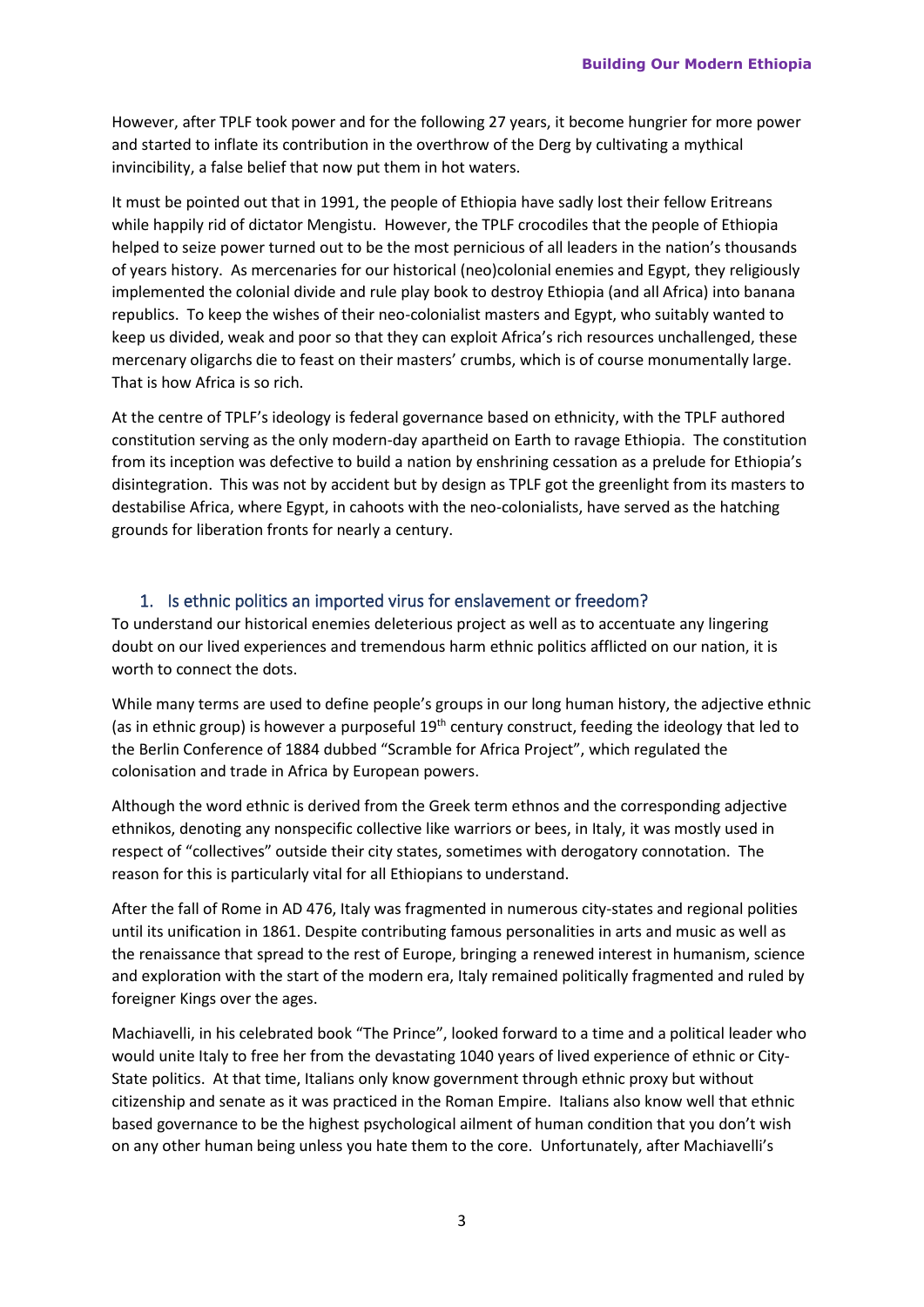However, after TPLF took power and for the following 27 years, it become hungrier for more power and started to inflate its contribution in the overthrow of the Derg by cultivating a mythical invincibility, a false belief that now put them in hot waters.

It must be pointed out that in 1991, the people of Ethiopia have sadly lost their fellow Eritreans while happily rid of dictator Mengistu. However, the TPLF crocodiles that the people of Ethiopia helped to seize power turned out to be the most pernicious of all leaders in the nation's thousands of years history. As mercenaries for our historical (neo)colonial enemies and Egypt, they religiously implemented the colonial divide and rule play book to destroy Ethiopia (and all Africa) into banana republics. To keep the wishes of their neo-colonialist masters and Egypt, who suitably wanted to keep us divided, weak and poor so that they can exploit Africa's rich resources unchallenged, these mercenary oligarchs die to feast on their masters' crumbs, which is of course monumentally large. That is how Africa is so rich.

At the centre of TPLF's ideology is federal governance based on ethnicity, with the TPLF authored constitution serving as the only modern-day apartheid on Earth to ravage Ethiopia. The constitution from its inception was defective to build a nation by enshrining cessation as a prelude for Ethiopia's disintegration. This was not by accident but by design as TPLF got the greenlight from its masters to destabilise Africa, where Egypt, in cahoots with the neo-colonialists, have served as the hatching grounds for liberation fronts for nearly a century.

## 1. Is ethnic politics an imported virus for enslavement or freedom?

To understand our historical enemies deleterious project as well as to accentuate any lingering doubt on our lived experiences and tremendous harm ethnic politics afflicted on our nation, it is worth to connect the dots.

While many terms are used to define people's groups in our long human history, the adjective ethnic (as in ethnic group) is however a purposeful 19th century construct, feeding the ideology that led to the Berlin Conference of 1884 dubbed "Scramble for Africa Project", which regulated the colonisation and trade in Africa by European powers.

Although the word ethnic is derived from the Greek term ethnos and the corresponding adjective ethnikos, denoting any nonspecific collective like warriors or bees, in Italy, it was mostly used in respect of "collectives" outside their city states, sometimes with derogatory connotation. The reason for this is particularly vital for all Ethiopians to understand.

After the fall of Rome in AD 476, Italy was fragmented in numerous city-states and regional polities until its unification in 1861. Despite contributing famous personalities in arts and music as well as the renaissance that spread to the rest of Europe, bringing a renewed interest in humanism, science and exploration with the start of the modern era, Italy remained politically fragmented and ruled by foreigner Kings over the ages.

Machiavelli, in his celebrated book "The Prince", looked forward to a time and a political leader who would unite Italy to free her from the devastating 1040 years of lived experience of ethnic or City-State politics. At that time, Italians only know government through ethnic proxy but without citizenship and senate as it was practiced in the Roman Empire. Italians also know well that ethnic based governance to be the highest psychological ailment of human condition that you don't wish on any other human being unless you hate them to the core. Unfortunately, after Machiavelli's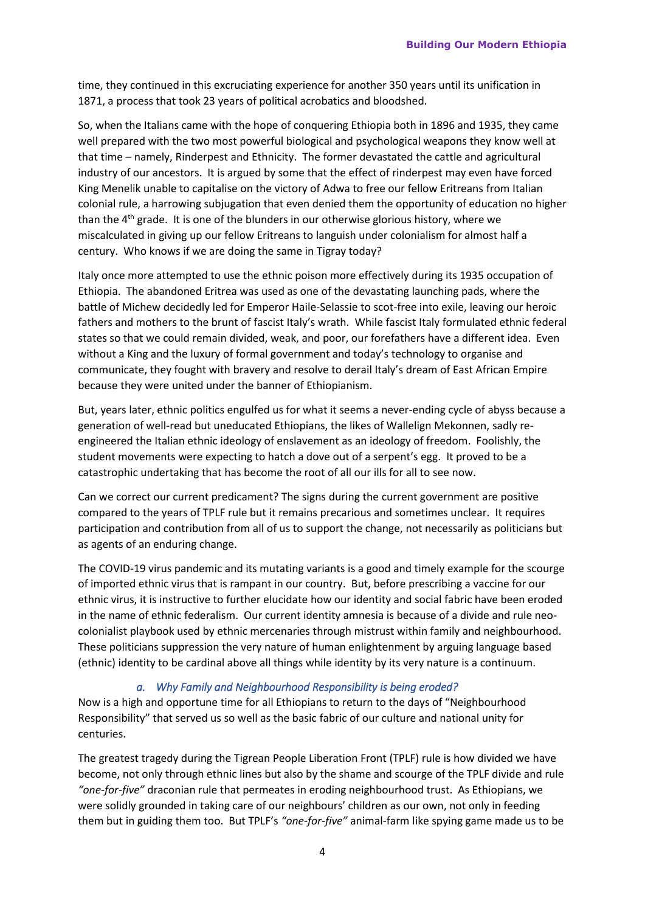time, they continued in this excruciating experience for another 350 years until its unification in 1871, a process that took 23 years of political acrobatics and bloodshed.

So, when the Italians came with the hope of conquering Ethiopia both in 1896 and 1935, they came well prepared with the two most powerful biological and psychological weapons they know well at that time – namely, Rinderpest and Ethnicity. The former devastated the cattle and agricultural industry of our ancestors. It is argued by some that the effect of rinderpest may even have forced King Menelik unable to capitalise on the victory of Adwa to free our fellow Eritreans from Italian colonial rule, a harrowing subjugation that even denied them the opportunity of education no higher than the 4th grade. It is one of the blunders in our otherwise glorious history, where we miscalculated in giving up our fellow Eritreans to languish under colonialism for almost half a century. Who knows if we are doing the same in Tigray today?

Italy once more attempted to use the ethnic poison more effectively during its 1935 occupation of Ethiopia. The abandoned Eritrea was used as one of the devastating launching pads, where the battle of Michew decidedly led for Emperor Haile-Selassie to scot-free into exile, leaving our heroic fathers and mothers to the brunt of fascist Italy's wrath. While fascist Italy formulated ethnic federal states so that we could remain divided, weak, and poor, our forefathers have a different idea. Even without a King and the luxury of formal government and today's technology to organise and communicate, they fought with bravery and resolve to derail Italy's dream of East African Empire because they were united under the banner of Ethiopianism.

But, years later, ethnic politics engulfed us for what it seems a never-ending cycle of abyss because a generation of well-read but uneducated Ethiopians, the likes of Wallelign Mekonnen, sadly re-engineered the Italian ethnic ideology of enslavement as an ideology of freedom. Foolishly, the student movements were expecting to hatch a dove out of a serpent's egg. It proved to be a catastrophic undertaking that has become the root of all our ills for all to see now.

Can we correct our current predicament? The signs during the current government are positive compared to the years of TPLF rule but it remains precarious and sometimes unclear. It requires participation and contribution from all of us to support the change, not necessarily as politicians but as agents of an enduring change.

The COVID-19 virus pandemic and its mutating variants is a good and timely example for the scourge of imported ethnic virus that is rampant in our country. But, before prescribing a vaccine for our ethnic virus, it is instructive to further elucidate how our identity and social fabric have been eroded in the name of ethnic federalism. Our current identity amnesia is because of a divide and rule neo-colonialist playbook used by ethnic mercenaries through mistrust within family and neighbourhood. These politicians suppression the very nature of human enlightenment by arguing language based (ethnic) identity to be cardinal above all things while identity by its very nature is a continuum.

### *a. Why Family and Neighbourhood Responsibility is being eroded?*

Now is a high and opportune time for all Ethiopians to return to the days of "Neighbourhood Responsibility" that served us so well as the basic fabric of our culture and national unity for centuries.

The greatest tragedy during the Tigrean People Liberation Front (TPLF) rule is how divided we have become, not only through ethnic lines but also by the shame and scourge of the TPLF divide and rule *"one-for-five"* draconian rule that permeates in eroding neighbourhood trust. As Ethiopians, we were solidly grounded in taking care of our neighbours' children as our own, not only in feeding them but in guiding them too. But TPLF's *"one-for-five"* animal-farm like spying game made us to be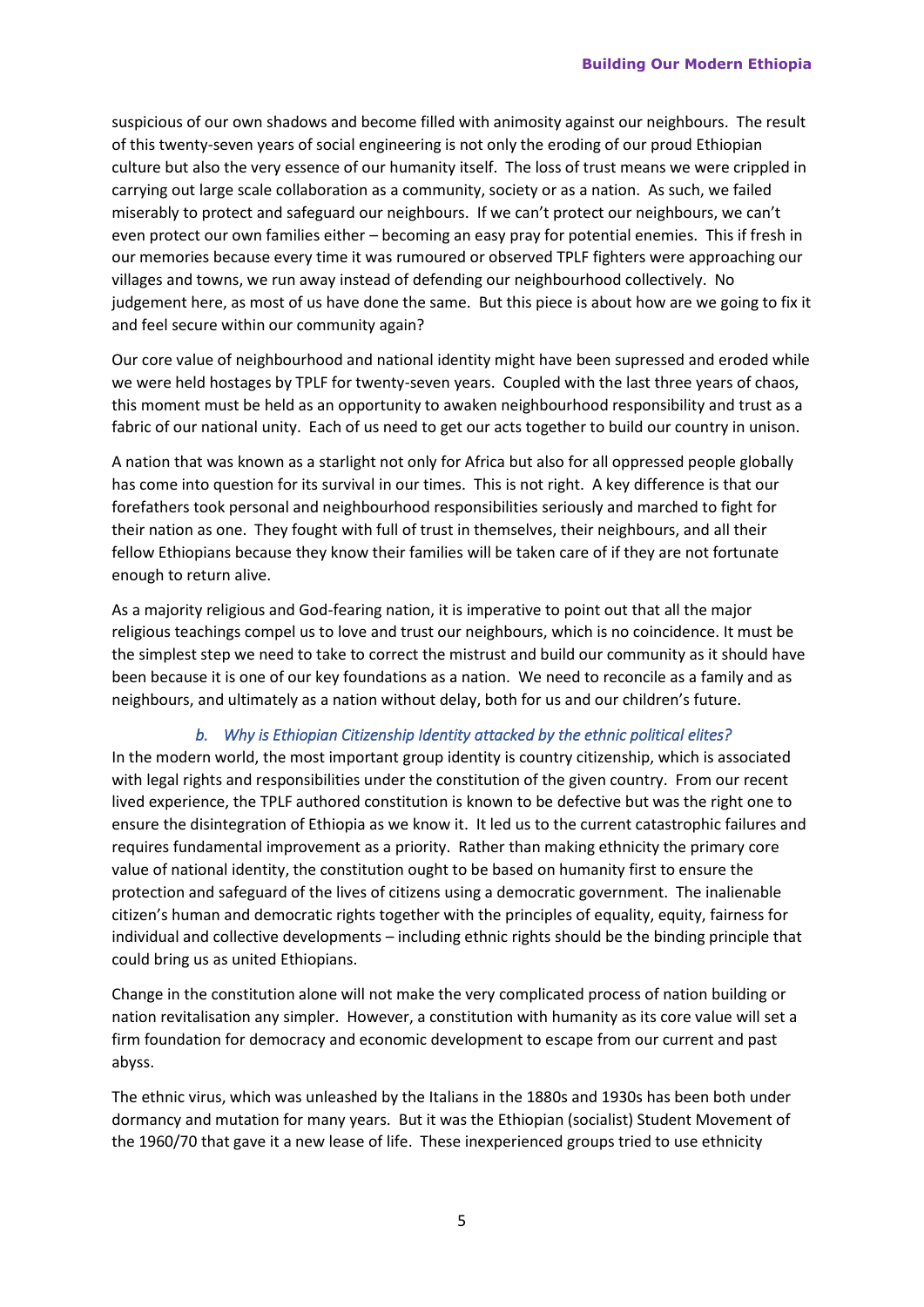suspicious of our own shadows and become filled with animosity against our neighbours. The result of this twenty-seven years of social engineering is not only the eroding of our proud Ethiopian culture but also the very essence of our humanity itself. The loss of trust means we were crippled in carrying out large scale collaboration as a community, society or as a nation. As such, we failed miserably to protect and safeguard our neighbours. If we can't protect our neighbours, we can't even protect our own families either – becoming an easy pray for potential enemies. This if fresh in our memories because every time it was rumoured or observed TPLF fighters were approaching our villages and towns, we run away instead of defending our neighbourhood collectively. No judgement here, as most of us have done the same. But this piece is about how are we going to fix it and feel secure within our community again?

Our core value of neighbourhood and national identity might have been supressed and eroded while we were held hostages by TPLF for twenty-seven years. Coupled with the last three years of chaos, this moment must be held as an opportunity to awaken neighbourhood responsibility and trust as a fabric of our national unity. Each of us need to get our acts together to build our country in unison.

A nation that was known as a starlight not only for Africa but also for all oppressed people globally has come into question for its survival in our times. This is not right. A key difference is that our forefathers took personal and neighbourhood responsibilities seriously and marched to fight for their nation as one. They fought with full of trust in themselves, their neighbours, and all their fellow Ethiopians because they know their families will be taken care of if they are not fortunate enough to return alive.

As a majority religious and God-fearing nation, it is imperative to point out that all the major religious teachings compel us to love and trust our neighbours, which is no coincidence. It must be the simplest step we need to take to correct the mistrust and build our community as it should have been because it is one of our key foundations as a nation. We need to reconcile as a family and as neighbours, and ultimately as a nation without delay, both for us and our children's future.

### *b. Why is Ethiopian Citizenship Identity attacked by the ethnic political elites?*

In the modern world, the most important group identity is country citizenship, which is associated with legal rights and responsibilities under the constitution of the given country. From our recent lived experience, the TPLF authored constitution is known to be defective but was the right one to ensure the disintegration of Ethiopia as we know it. It led us to the current catastrophic failures and requires fundamental improvement as a priority. Rather than making ethnicity the primary core value of national identity, the constitution ought to be based on humanity first to ensure the protection and safeguard of the lives of citizens using a democratic government. The inalienable citizen's human and democratic rights together with the principles of equality, equity, fairness for individual and collective developments – including ethnic rights should be the binding principle that could bring us as united Ethiopians.

Change in the constitution alone will not make the very complicated process of nation building or nation revitalisation any simpler. However, a constitution with humanity as its core value will set a firm foundation for democracy and economic development to escape from our current and past abyss.

The ethnic virus, which was unleashed by the Italians in the 1880s and 1930s has been both under dormancy and mutation for many years. But it was the Ethiopian (socialist) Student Movement of the 1960/70 that gave it a new lease of life. These inexperienced groups tried to use ethnicity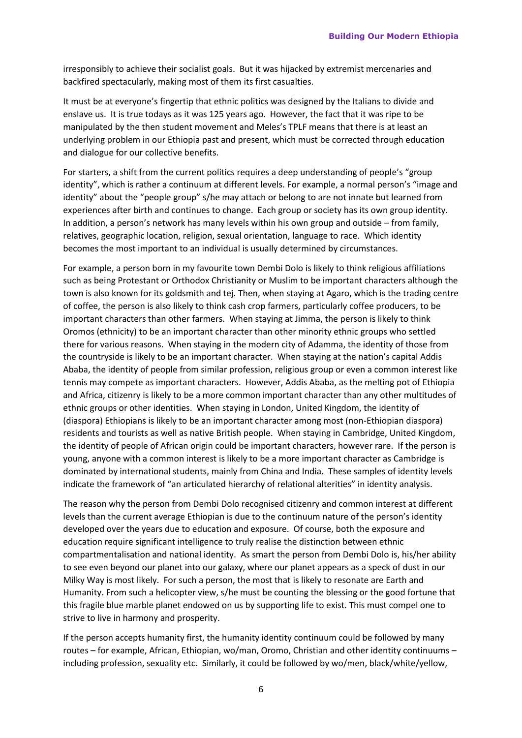irresponsibly to achieve their socialist goals. But it was hijacked by extremist mercenaries and backfired spectacularly, making most of them its first casualties.

It must be at everyone's fingertip that ethnic politics was designed by the Italians to divide and enslave us. It is true todays as it was 125 years ago. However, the fact that it was ripe to be manipulated by the then student movement and Meles's TPLF means that there is at least an underlying problem in our Ethiopia past and present, which must be corrected through education and dialogue for our collective benefits.

For starters, a shift from the current politics requires a deep understanding of people's "group identity", which is rather a continuum at different levels. For example, a normal person's "image and identity" about the "people group" s/he may attach or belong to are not innate but learned from experiences after birth and continues to change. Each group or society has its own group identity. In addition, a person's network has many levels within his own group and outside – from family, relatives, geographic location, religion, sexual orientation, language to race. Which identity becomes the most important to an individual is usually determined by circumstances.

For example, a person born in my favourite town Dembi Dolo is likely to think religious affiliations such as being Protestant or Orthodox Christianity or Muslim to be important characters although the town is also known for its goldsmith and tej. Then, when staying at Agaro, which is the trading centre of coffee, the person is also likely to think cash crop farmers, particularly coffee producers, to be important characters than other farmers. When staying at Jimma, the person is likely to think Oromos (ethnicity) to be an important character than other minority ethnic groups who settled there for various reasons. When staying in the modern city of Adamma, the identity of those from the countryside is likely to be an important character. When staying at the nation's capital Addis Ababa, the identity of people from similar profession, religious group or even a common interest like tennis may compete as important characters. However, Addis Ababa, as the melting pot of Ethiopia and Africa, citizenry is likely to be a more common important character than any other multitudes of ethnic groups or other identities. When staying in London, United Kingdom, the identity of (diaspora) Ethiopians is likely to be an important character among most (non-Ethiopian diaspora) residents and tourists as well as native British people. When staying in Cambridge, United Kingdom, the identity of people of African origin could be important characters, however rare. If the person is young, anyone with a common interest is likely to be a more important character as Cambridge is dominated by international students, mainly from China and India. These samples of identity levels indicate the framework of "an articulated hierarchy of relational alterities" in identity analysis.

The reason why the person from Dembi Dolo recognised citizenry and common interest at different levels than the current average Ethiopian is due to the continuum nature of the person's identity developed over the years due to education and exposure. Of course, both the exposure and education require significant intelligence to truly realise the distinction between ethnic compartmentalisation and national identity. As smart the person from Dembi Dolo is, his/her ability to see even beyond our planet into our galaxy, where our planet appears as a speck of dust in our Milky Way is most likely. For such a person, the most that is likely to resonate are Earth and Humanity. From such a helicopter view, s/he must be counting the blessing or the good fortune that this fragile blue marble planet endowed on us by supporting life to exist. This must compel one to strive to live in harmony and prosperity.

If the person accepts humanity first, the humanity identity continuum could be followed by many routes – for example, African, Ethiopian, wo/man, Oromo, Christian and other identity continuums – including profession, sexuality etc. Similarly, it could be followed by wo/men, black/white/yellow,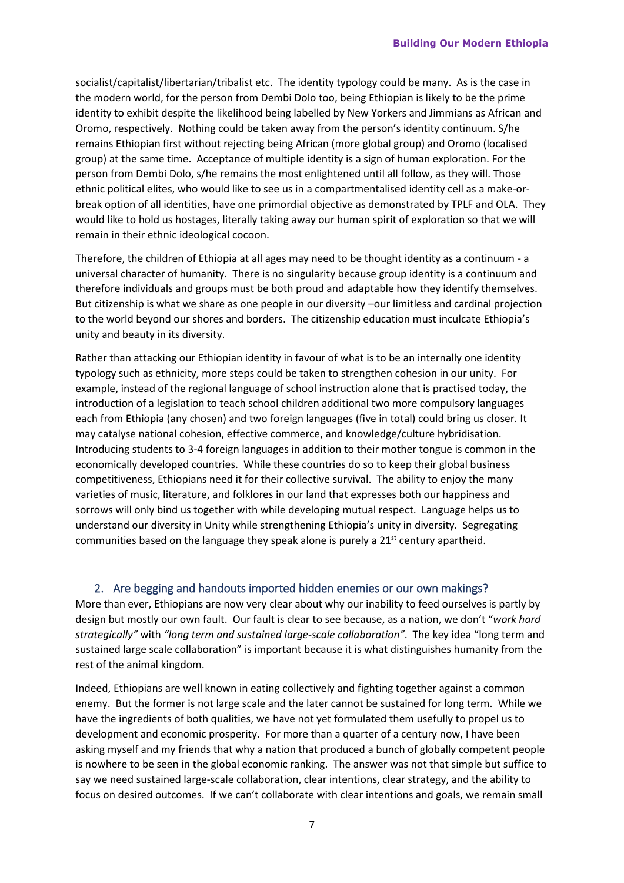socialist/capitalist/libertarian/tribalist etc. The identity typology could be many. As is the case in the modern world, for the person from Dembi Dolo too, being Ethiopian is likely to be the prime identity to exhibit despite the likelihood being labelled by New Yorkers and Jimmians as African and Oromo, respectively. Nothing could be taken away from the person's identity continuum. S/he remains Ethiopian first without rejecting being African (more global group) and Oromo (localised group) at the same time. Acceptance of multiple identity is a sign of human exploration. For the person from Dembi Dolo, s/he remains the most enlightened until all follow, as they will. Those ethnic political elites, who would like to see us in a compartmentalised identity cell as a make-or-break option of all identities, have one primordial objective as demonstrated by TPLF and OLA. They would like to hold us hostages, literally taking away our human spirit of exploration so that we will remain in their ethnic ideological cocoon.

Therefore, the children of Ethiopia at all ages may need to be thought identity as a continuum - a universal character of humanity. There is no singularity because group identity is a continuum and therefore individuals and groups must be both proud and adaptable how they identify themselves. But citizenship is what we share as one people in our diversity –our limitless and cardinal projection to the world beyond our shores and borders. The citizenship education must inculcate Ethiopia's unity and beauty in its diversity.

Rather than attacking our Ethiopian identity in favour of what is to be an internally one identity typology such as ethnicity, more steps could be taken to strengthen cohesion in our unity. For example, instead of the regional language of school instruction alone that is practised today, the introduction of a legislation to teach school children additional two more compulsory languages each from Ethiopia (any chosen) and two foreign languages (five in total) could bring us closer. It may catalyse national cohesion, effective commerce, and knowledge/culture hybridisation. Introducing students to 3-4 foreign languages in addition to their mother tongue is common in the economically developed countries. While these countries do so to keep their global business competitiveness, Ethiopians need it for their collective survival. The ability to enjoy the many varieties of music, literature, and folklores in our land that expresses both our happiness and sorrows will only bind us together with while developing mutual respect. Language helps us to understand our diversity in Unity while strengthening Ethiopia's unity in diversity. Segregating communities based on the language they speak alone is purely a 21st century apartheid.

## 2. Are begging and handouts imported hidden enemies or our own makings?

More than ever, Ethiopians are now very clear about why our inability to feed ourselves is partly by design but mostly our own fault. Our fault is clear to see because, as a nation, we don't "*work hard strategically"* with *"long term and sustained large-scale collaboration"*. The key idea "long term and sustained large scale collaboration" is important because it is what distinguishes humanity from the rest of the animal kingdom.

Indeed, Ethiopians are well known in eating collectively and fighting together against a common enemy. But the former is not large scale and the later cannot be sustained for long term. While we have the ingredients of both qualities, we have not yet formulated them usefully to propel us to development and economic prosperity. For more than a quarter of a century now, I have been asking myself and my friends that why a nation that produced a bunch of globally competent people is nowhere to be seen in the global economic ranking. The answer was not that simple but suffice to say we need sustained large-scale collaboration, clear intentions, clear strategy, and the ability to focus on desired outcomes. If we can't collaborate with clear intentions and goals, we remain small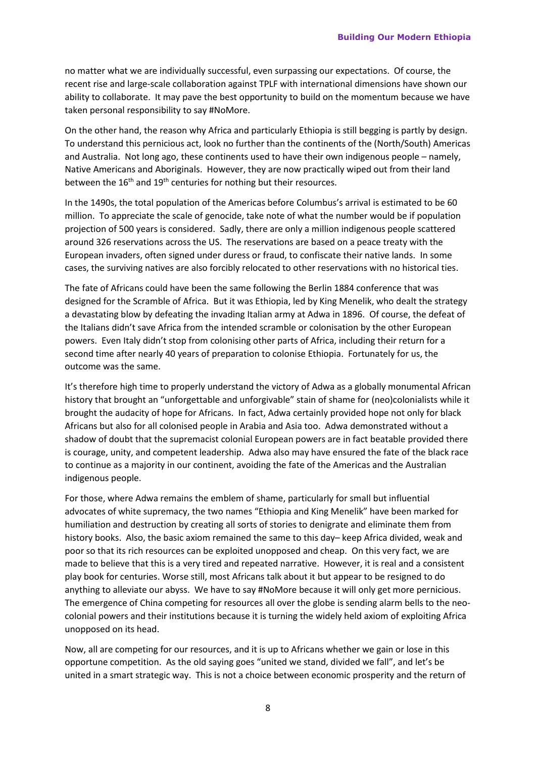no matter what we are individually successful, even surpassing our expectations. Of course, the recent rise and large-scale collaboration against TPLF with international dimensions have shown our ability to collaborate. It may pave the best opportunity to build on the momentum because we have taken personal responsibility to say #NoMore.

On the other hand, the reason why Africa and particularly Ethiopia is still begging is partly by design. To understand this pernicious act, look no further than the continents of the (North/South) Americas and Australia. Not long ago, these continents used to have their own indigenous people – namely, Native Americans and Aboriginals. However, they are now practically wiped out from their land between the 16th and 19th centuries for nothing but their resources.

In the 1490s, the total population of the Americas before Columbus's arrival is estimated to be 60 million. To appreciate the scale of genocide, take note of what the number would be if population projection of 500 years is considered. Sadly, there are only a million indigenous people scattered around 326 reservations across the US. The reservations are based on a peace treaty with the European invaders, often signed under duress or fraud, to confiscate their native lands. In some cases, the surviving natives are also forcibly relocated to other reservations with no historical ties.

The fate of Africans could have been the same following the Berlin 1884 conference that was designed for the Scramble of Africa. But it was Ethiopia, led by King Menelik, who dealt the strategy a devastating blow by defeating the invading Italian army at Adwa in 1896. Of course, the defeat of the Italians didn't save Africa from the intended scramble or colonisation by the other European powers. Even Italy didn't stop from colonising other parts of Africa, including their return for a second time after nearly 40 years of preparation to colonise Ethiopia. Fortunately for us, the outcome was the same.

It's therefore high time to properly understand the victory of Adwa as a globally monumental African history that brought an "unforgettable and unforgivable" stain of shame for (neo)colonialists while it brought the audacity of hope for Africans. In fact, Adwa certainly provided hope not only for black Africans but also for all colonised people in Arabia and Asia too. Adwa demonstrated without a shadow of doubt that the supremacist colonial European powers are in fact beatable provided there is courage, unity, and competent leadership. Adwa also may have ensured the fate of the black race to continue as a majority in our continent, avoiding the fate of the Americas and the Australian indigenous people.

For those, where Adwa remains the emblem of shame, particularly for small but influential advocates of white supremacy, the two names "Ethiopia and King Menelik" have been marked for humiliation and destruction by creating all sorts of stories to denigrate and eliminate them from history books. Also, the basic axiom remained the same to this day– keep Africa divided, weak and poor so that its rich resources can be exploited unopposed and cheap. On this very fact, we are made to believe that this is a very tired and repeated narrative. However, it is real and a consistent play book for centuries. Worse still, most Africans talk about it but appear to be resigned to do anything to alleviate our abyss. We have to say #NoMore because it will only get more pernicious. The emergence of China competing for resources all over the globe is sending alarm bells to the neo-colonial powers and their institutions because it is turning the widely held axiom of exploiting Africa unopposed on its head.

Now, all are competing for our resources, and it is up to Africans whether we gain or lose in this opportune competition. As the old saying goes "united we stand, divided we fall", and let's be united in a smart strategic way. This is not a choice between economic prosperity and the return of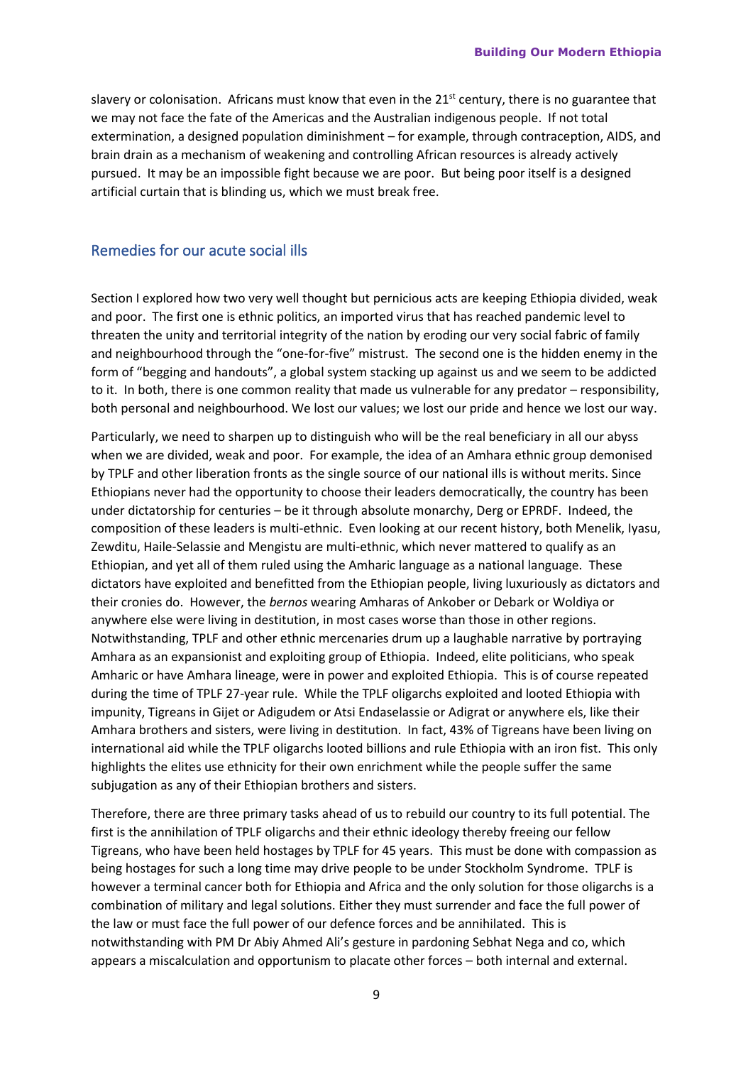slavery or colonisation. Africans must know that even in the 21st century, there is no guarantee that we may not face the fate of the Americas and the Australian indigenous people. If not total extermination, a designed population diminishment – for example, through contraception, AIDS, and brain drain as a mechanism of weakening and controlling African resources is already actively pursued. It may be an impossible fight because we are poor. But being poor itself is a designed artificial curtain that is blinding us, which we must break free.

## Remedies for our acute social ills

Section I explored how two very well thought but pernicious acts are keeping Ethiopia divided, weak and poor. The first one is ethnic politics, an imported virus that has reached pandemic level to threaten the unity and territorial integrity of the nation by eroding our very social fabric of family and neighbourhood through the "one-for-five" mistrust. The second one is the hidden enemy in the form of "begging and handouts", a global system stacking up against us and we seem to be addicted to it. In both, there is one common reality that made us vulnerable for any predator – responsibility, both personal and neighbourhood. We lost our values; we lost our pride and hence we lost our way.

Particularly, we need to sharpen up to distinguish who will be the real beneficiary in all our abyss when we are divided, weak and poor. For example, the idea of an Amhara ethnic group demonised by TPLF and other liberation fronts as the single source of our national ills is without merits. Since Ethiopians never had the opportunity to choose their leaders democratically, the country has been under dictatorship for centuries – be it through absolute monarchy, Derg or EPRDF. Indeed, the composition of these leaders is multi-ethnic. Even looking at our recent history, both Menelik, Iyasu, Zewditu, Haile-Selassie and Mengistu are multi-ethnic, which never mattered to qualify as an Ethiopian, and yet all of them ruled using the Amharic language as a national language. These dictators have exploited and benefitted from the Ethiopian people, living luxuriously as dictators and their cronies do. However, the *bernos* wearing Amharas of Ankober or Debark or Woldiya or anywhere else were living in destitution, in most cases worse than those in other regions. Notwithstanding, TPLF and other ethnic mercenaries drum up a laughable narrative by portraying Amhara as an expansionist and exploiting group of Ethiopia. Indeed, elite politicians, who speak Amharic or have Amhara lineage, were in power and exploited Ethiopia. This is of course repeated during the time of TPLF 27-year rule. While the TPLF oligarchs exploited and looted Ethiopia with impunity, Tigreans in Gijet or Adigudem or Atsi Endaselassie or Adigrat or anywhere els, like their Amhara brothers and sisters, were living in destitution. In fact, 43% of Tigreans have been living on international aid while the TPLF oligarchs looted billions and rule Ethiopia with an iron fist. This only highlights the elites use ethnicity for their own enrichment while the people suffer the same subjugation as any of their Ethiopian brothers and sisters.

Therefore, there are three primary tasks ahead of us to rebuild our country to its full potential. The first is the annihilation of TPLF oligarchs and their ethnic ideology thereby freeing our fellow Tigreans, who have been held hostages by TPLF for 45 years. This must be done with compassion as being hostages for such a long time may drive people to be under Stockholm Syndrome. TPLF is however a terminal cancer both for Ethiopia and Africa and the only solution for those oligarchs is a combination of military and legal solutions. Either they must surrender and face the full power of the law or must face the full power of our defence forces and be annihilated. This is notwithstanding with PM Dr Abiy Ahmed Ali's gesture in pardoning Sebhat Nega and co, which appears a miscalculation and opportunism to placate other forces – both internal and external.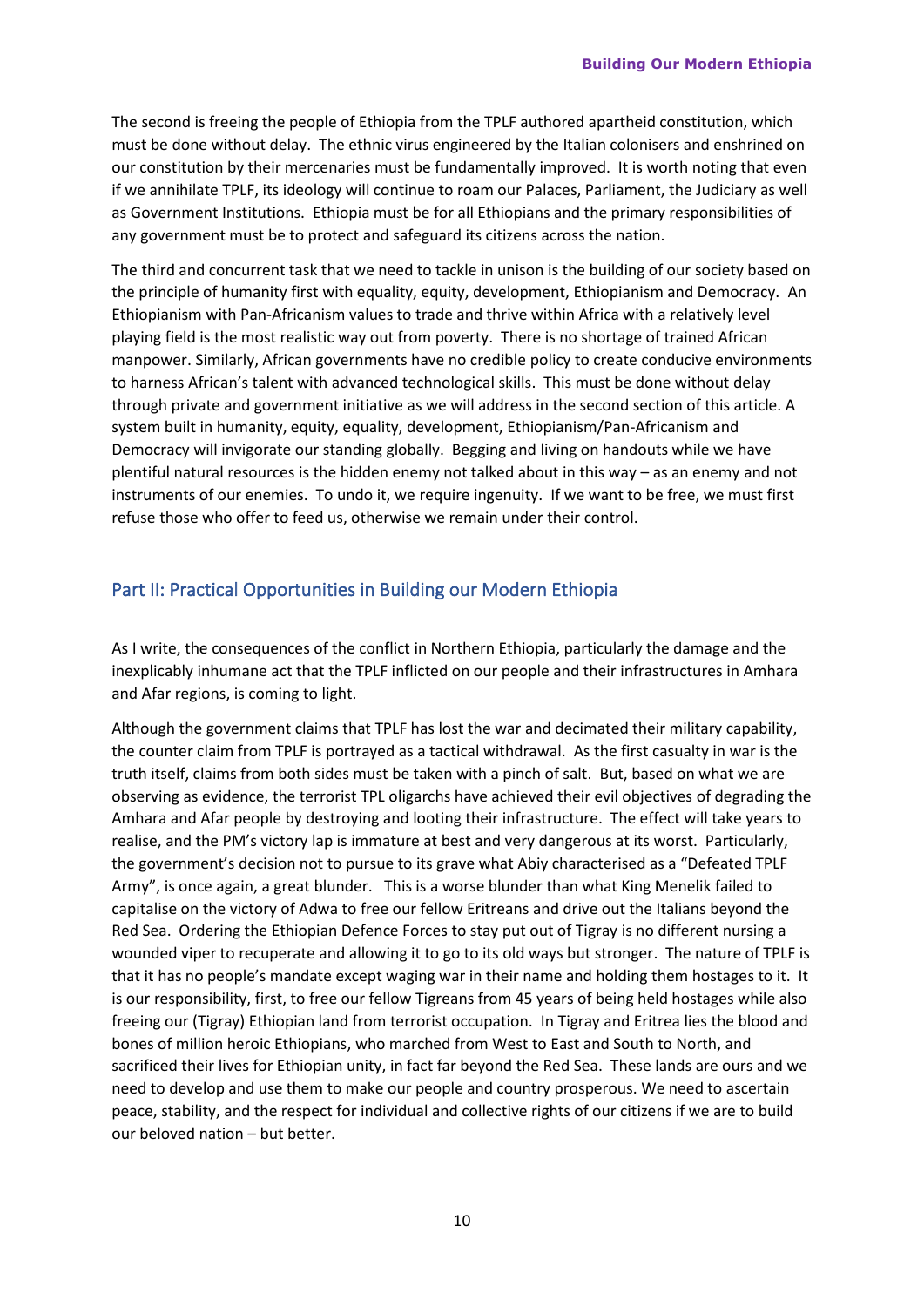The second is freeing the people of Ethiopia from the TPLF authored apartheid constitution, which must be done without delay. The ethnic virus engineered by the Italian colonisers and enshrined on our constitution by their mercenaries must be fundamentally improved. It is worth noting that even if we annihilate TPLF, its ideology will continue to roam our Palaces, Parliament, the Judiciary as well as Government Institutions. Ethiopia must be for all Ethiopians and the primary responsibilities of any government must be to protect and safeguard its citizens across the nation.

The third and concurrent task that we need to tackle in unison is the building of our society based on the principle of humanity first with equality, equity, development, Ethiopianism and Democracy. An Ethiopianism with Pan-Africanism values to trade and thrive within Africa with a relatively level playing field is the most realistic way out from poverty. There is no shortage of trained African manpower. Similarly, African governments have no credible policy to create conducive environments to harness African's talent with advanced technological skills. This must be done without delay through private and government initiative as we will address in the second section of this article. A system built in humanity, equity, equality, development, Ethiopianism/Pan-Africanism and Democracy will invigorate our standing globally. Begging and living on handouts while we have plentiful natural resources is the hidden enemy not talked about in this way – as an enemy and not instruments of our enemies. To undo it, we require ingenuity. If we want to be free, we must first refuse those who offer to feed us, otherwise we remain under their control.

## Part II: Practical Opportunities in Building our Modern Ethiopia

As I write, the consequences of the conflict in Northern Ethiopia, particularly the damage and the inexplicably inhumane act that the TPLF inflicted on our people and their infrastructures in Amhara and Afar regions, is coming to light.

Although the government claims that TPLF has lost the war and decimated their military capability, the counter claim from TPLF is portrayed as a tactical withdrawal. As the first casualty in war is the truth itself, claims from both sides must be taken with a pinch of salt. But, based on what we are observing as evidence, the terrorist TPL oligarchs have achieved their evil objectives of degrading the Amhara and Afar people by destroying and looting their infrastructure. The effect will take years to realise, and the PM's victory lap is immature at best and very dangerous at its worst. Particularly, the government's decision not to pursue to its grave what Abiy characterised as a "Defeated TPLF Army", is once again, a great blunder. This is a worse blunder than what King Menelik failed to capitalise on the victory of Adwa to free our fellow Eritreans and drive out the Italians beyond the Red Sea. Ordering the Ethiopian Defence Forces to stay put out of Tigray is no different nursing a wounded viper to recuperate and allowing it to go to its old ways but stronger. The nature of TPLF is that it has no people's mandate except waging war in their name and holding them hostages to it. It is our responsibility, first, to free our fellow Tigreans from 45 years of being held hostages while also freeing our (Tigray) Ethiopian land from terrorist occupation. In Tigray and Eritrea lies the blood and bones of million heroic Ethiopians, who marched from West to East and South to North, and sacrificed their lives for Ethiopian unity, in fact far beyond the Red Sea. These lands are ours and we need to develop and use them to make our people and country prosperous. We need to ascertain peace, stability, and the respect for individual and collective rights of our citizens if we are to build our beloved nation – but better.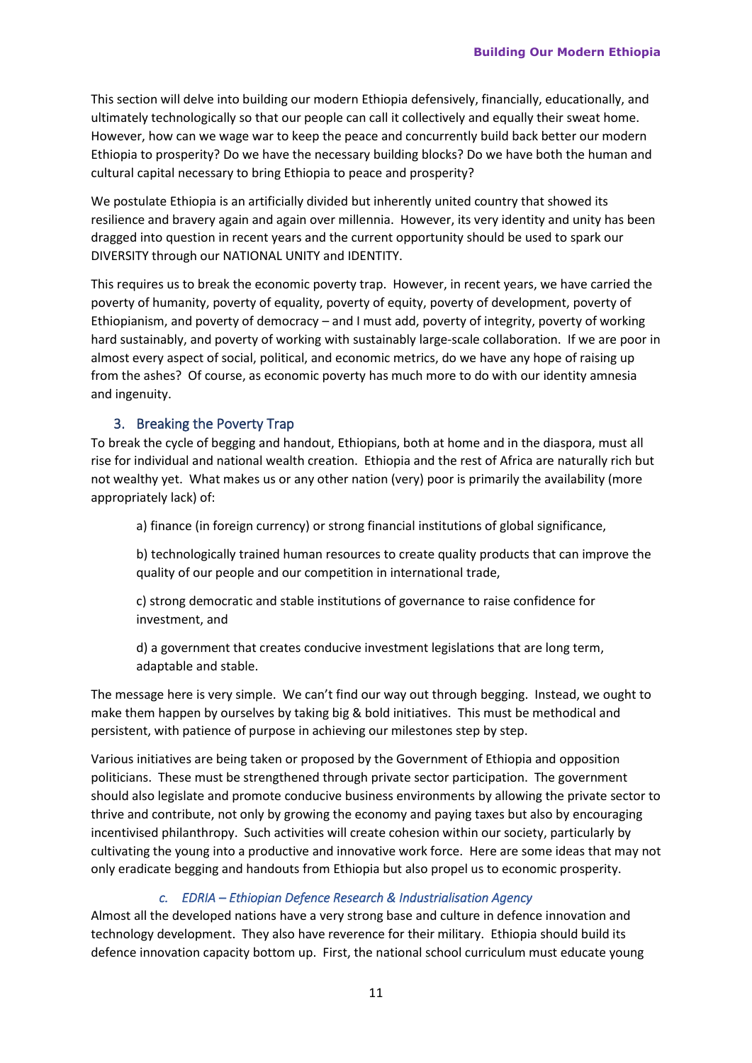This section will delve into building our modern Ethiopia defensively, financially, educationally, and ultimately technologically so that our people can call it collectively and equally their sweat home. However, how can we wage war to keep the peace and concurrently build back better our modern Ethiopia to prosperity? Do we have the necessary building blocks? Do we have both the human and cultural capital necessary to bring Ethiopia to peace and prosperity?

We postulate Ethiopia is an artificially divided but inherently united country that showed its resilience and bravery again and again over millennia. However, its very identity and unity has been dragged into question in recent years and the current opportunity should be used to spark our DIVERSITY through our NATIONAL UNITY and IDENTITY.

This requires us to break the economic poverty trap. However, in recent years, we have carried the poverty of humanity, poverty of equality, poverty of equity, poverty of development, poverty of Ethiopianism, and poverty of democracy – and I must add, poverty of integrity, poverty of working hard sustainably, and poverty of working with sustainably large-scale collaboration. If we are poor in almost every aspect of social, political, and economic metrics, do we have any hope of raising up from the ashes? Of course, as economic poverty has much more to do with our identity amnesia and ingenuity.

## 3. Breaking the Poverty Trap

To break the cycle of begging and handout, Ethiopians, both at home and in the diaspora, must all rise for individual and national wealth creation. Ethiopia and the rest of Africa are naturally rich but not wealthy yet. What makes us or any other nation (very) poor is primarily the availability (more appropriately lack) of:

a) finance (in foreign currency) or strong financial institutions of global significance,

b) technologically trained human resources to create quality products that can improve the quality of our people and our competition in international trade,

c) strong democratic and stable institutions of governance to raise confidence for investment, and

d) a government that creates conducive investment legislations that are long term, adaptable and stable.

The message here is very simple. We can't find our way out through begging. Instead, we ought to make them happen by ourselves by taking big & bold initiatives. This must be methodical and persistent, with patience of purpose in achieving our milestones step by step.

Various initiatives are being taken or proposed by the Government of Ethiopia and opposition politicians. These must be strengthened through private sector participation. The government should also legislate and promote conducive business environments by allowing the private sector to thrive and contribute, not only by growing the economy and paying taxes but also by encouraging incentivised philanthropy. Such activities will create cohesion within our society, particularly by cultivating the young into a productive and innovative work force. Here are some ideas that may not only eradicate begging and handouts from Ethiopia but also propel us to economic prosperity.

### *c. EDRIA – Ethiopian Defence Research & Industrialisation Agency*

Almost all the developed nations have a very strong base and culture in defence innovation and technology development. They also have reverence for their military. Ethiopia should build its defence innovation capacity bottom up. First, the national school curriculum must educate young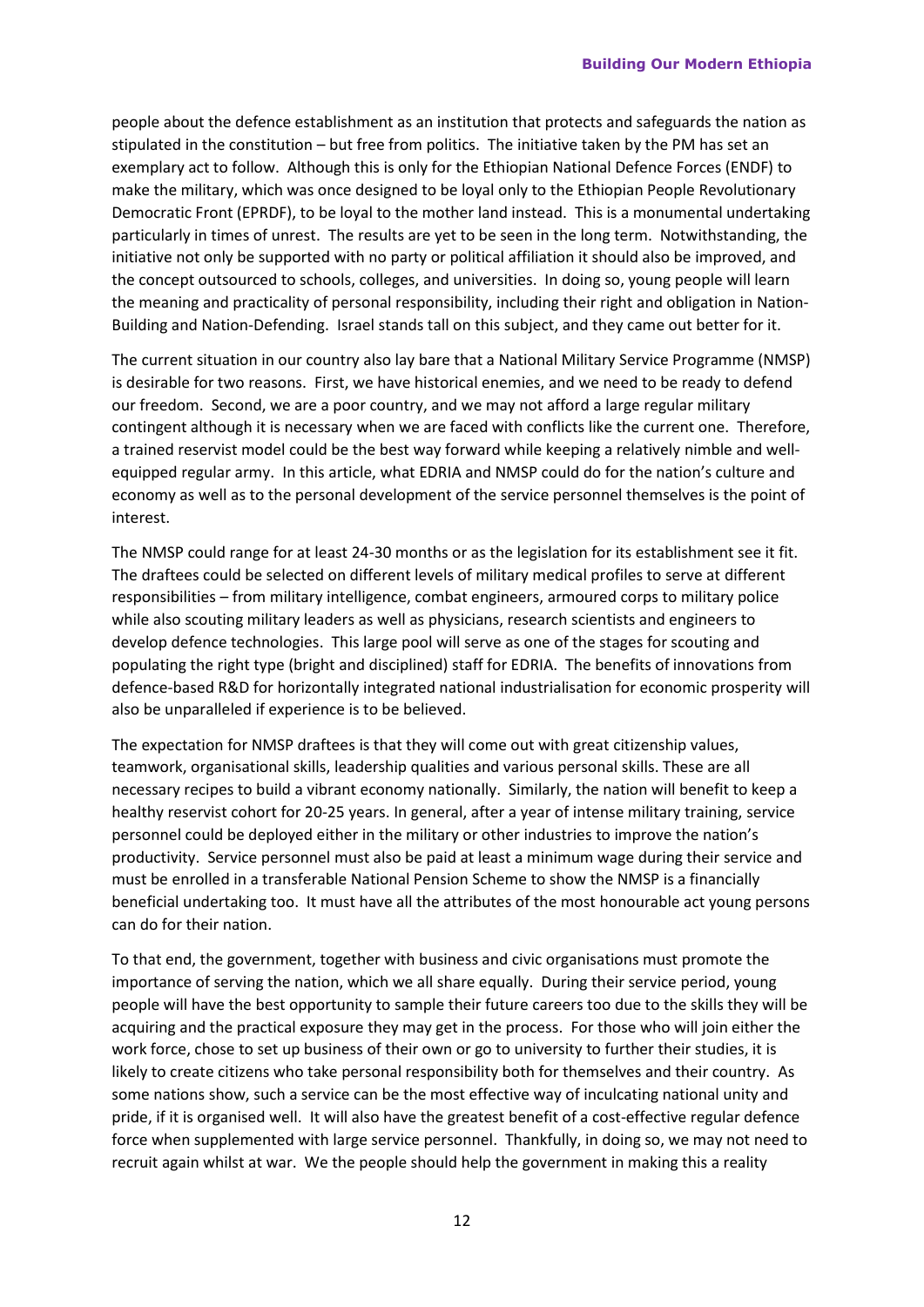people about the defence establishment as an institution that protects and safeguards the nation as stipulated in the constitution – but free from politics. The initiative taken by the PM has set an exemplary act to follow. Although this is only for the Ethiopian National Defence Forces (ENDF) to make the military, which was once designed to be loyal only to the Ethiopian People Revolutionary Democratic Front (EPRDF), to be loyal to the mother land instead. This is a monumental undertaking particularly in times of unrest. The results are yet to be seen in the long term. Notwithstanding, the initiative not only be supported with no party or political affiliation it should also be improved, and the concept outsourced to schools, colleges, and universities. In doing so, young people will learn the meaning and practicality of personal responsibility, including their right and obligation in Nation-Building and Nation-Defending. Israel stands tall on this subject, and they came out better for it.

The current situation in our country also lay bare that a National Military Service Programme (NMSP) is desirable for two reasons. First, we have historical enemies, and we need to be ready to defend our freedom. Second, we are a poor country, and we may not afford a large regular military contingent although it is necessary when we are faced with conflicts like the current one. Therefore, a trained reservist model could be the best way forward while keeping a relatively nimble and well-equipped regular army. In this article, what EDRIA and NMSP could do for the nation's culture and economy as well as to the personal development of the service personnel themselves is the point of interest.

The NMSP could range for at least 24-30 months or as the legislation for its establishment see it fit. The draftees could be selected on different levels of military medical profiles to serve at different responsibilities – from military intelligence, combat engineers, armoured corps to military police while also scouting military leaders as well as physicians, research scientists and engineers to develop defence technologies. This large pool will serve as one of the stages for scouting and populating the right type (bright and disciplined) staff for EDRIA. The benefits of innovations from defence-based R&D for horizontally integrated national industrialisation for economic prosperity will also be unparalleled if experience is to be believed.

The expectation for NMSP draftees is that they will come out with great citizenship values, teamwork, organisational skills, leadership qualities and various personal skills. These are all necessary recipes to build a vibrant economy nationally. Similarly, the nation will benefit to keep a healthy reservist cohort for 20-25 years. In general, after a year of intense military training, service personnel could be deployed either in the military or other industries to improve the nation's productivity. Service personnel must also be paid at least a minimum wage during their service and must be enrolled in a transferable National Pension Scheme to show the NMSP is a financially beneficial undertaking too. It must have all the attributes of the most honourable act young persons can do for their nation.

To that end, the government, together with business and civic organisations must promote the importance of serving the nation, which we all share equally. During their service period, young people will have the best opportunity to sample their future careers too due to the skills they will be acquiring and the practical exposure they may get in the process. For those who will join either the work force, chose to set up business of their own or go to university to further their studies, it is likely to create citizens who take personal responsibility both for themselves and their country. As some nations show, such a service can be the most effective way of inculcating national unity and pride, if it is organised well. It will also have the greatest benefit of a cost-effective regular defence force when supplemented with large service personnel. Thankfully, in doing so, we may not need to recruit again whilst at war. We the people should help the government in making this a reality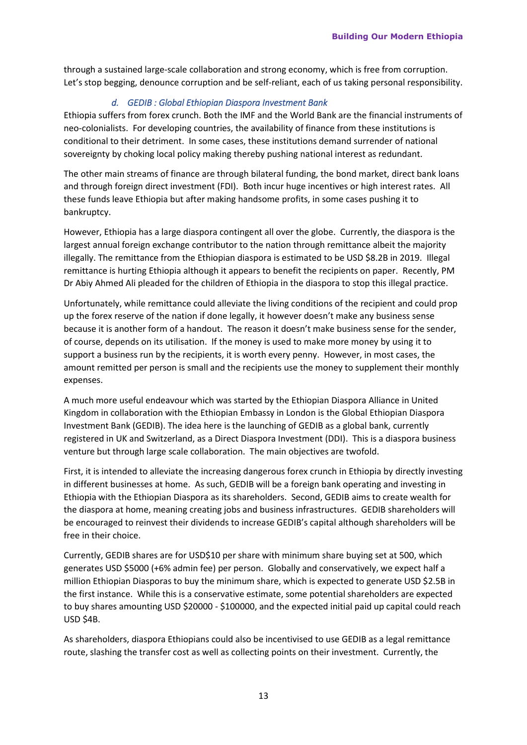through a sustained large-scale collaboration and strong economy, which is free from corruption. Let's stop begging, denounce corruption and be self-reliant, each of us taking personal responsibility.

### *d. GEDIB : Global Ethiopian Diaspora Investment Bank*

Ethiopia suffers from forex crunch. Both the IMF and the World Bank are the financial instruments of neo-colonialists. For developing countries, the availability of finance from these institutions is conditional to their detriment. In some cases, these institutions demand surrender of national sovereignty by choking local policy making thereby pushing national interest as redundant.

The other main streams of finance are through bilateral funding, the bond market, direct bank loans and through foreign direct investment (FDI). Both incur huge incentives or high interest rates. All these funds leave Ethiopia but after making handsome profits, in some cases pushing it to bankruptcy.

However, Ethiopia has a large diaspora contingent all over the globe. Currently, the diaspora is the largest annual foreign exchange contributor to the nation through remittance albeit the majority illegally. The remittance from the Ethiopian diaspora is estimated to be USD $8.2B in 2019. Illegal remittance is hurting Ethiopia although it appears to benefit the recipients on paper. Recently, PM Dr Abiy Ahmed Ali pleaded for the children of Ethiopia in the diaspora to stop this illegal practice.

Unfortunately, while remittance could alleviate the living conditions of the recipient and could prop up the forex reserve of the nation if done legally, it however doesn't make any business sense because it is another form of a handout. The reason it doesn't make business sense for the sender, of course, depends on its utilisation. If the money is used to make more money by using it to support a business run by the recipients, it is worth every penny. However, in most cases, the amount remitted per person is small and the recipients use the money to supplement their monthly expenses.

A much more useful endeavour which was started by the Ethiopian Diaspora Alliance in United Kingdom in collaboration with the Ethiopian Embassy in London is the Global Ethiopian Diaspora Investment Bank (GEDIB). The idea here is the launching of GEDIB as a global bank, currently registered in UK and Switzerland, as a Direct Diaspora Investment (DDI). This is a diaspora business venture but through large scale collaboration. The main objectives are twofold.

First, it is intended to alleviate the increasing dangerous forex crunch in Ethiopia by directly investing in different businesses at home. As such, GEDIB will be a foreign bank operating and investing in Ethiopia with the Ethiopian Diaspora as its shareholders. Second, GEDIB aims to create wealth for the diaspora at home, meaning creating jobs and business infrastructures. GEDIB shareholders will be encouraged to reinvest their dividends to increase GEDIB's capital although shareholders will be free in their choice.

Currently, GEDIB shares are for USD$10 per share with minimum share buying set at 500, which generates USD $5000 (+6% admin fee) per person. Globally and conservatively, we expect half a million Ethiopian Diasporas to buy the minimum share, which is expected to generate USD $2.5B in the first instance. While this is a conservative estimate, some potential shareholders are expected to buy shares amounting USD $20000 - $100000, and the expected initial paid up capital could reach USD $4B.

As shareholders, diaspora Ethiopians could also be incentivised to use GEDIB as a legal remittance route, slashing the transfer cost as well as collecting points on their investment. Currently, the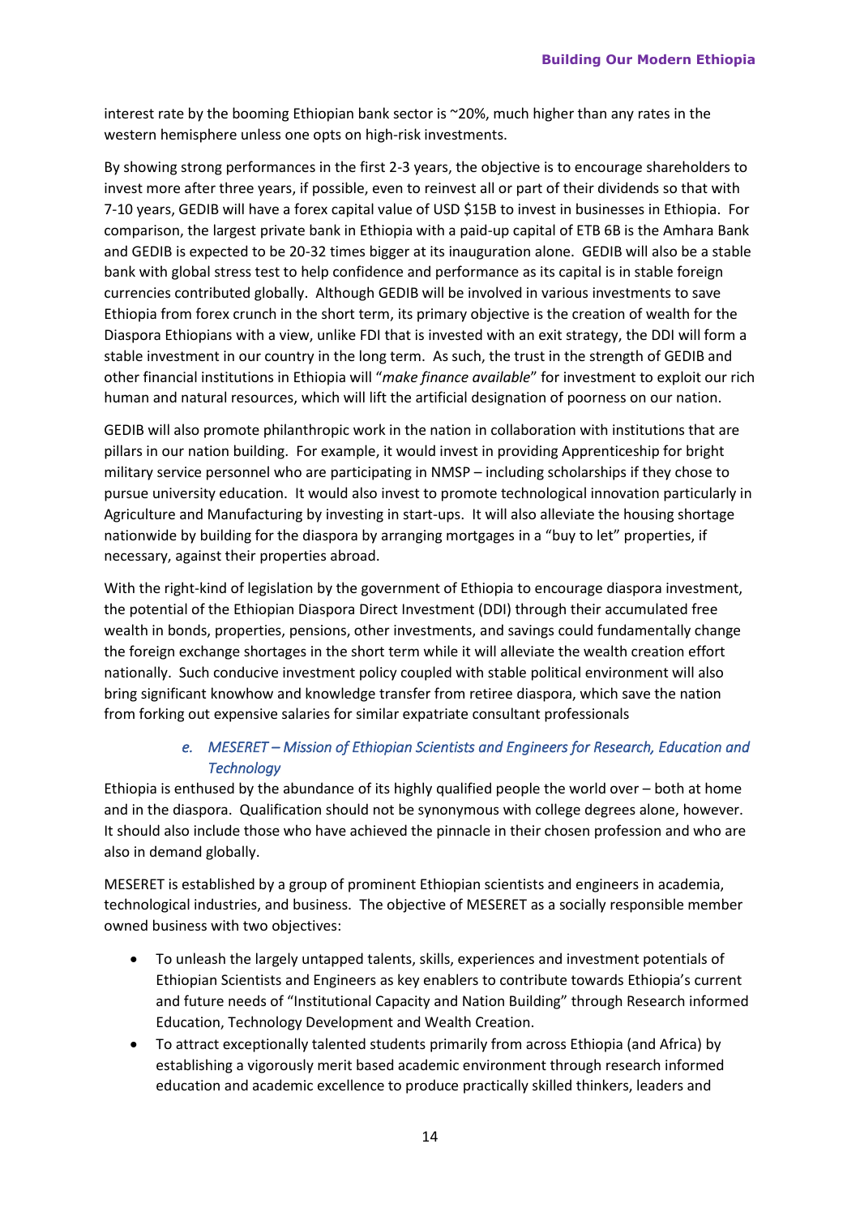interest rate by the booming Ethiopian bank sector is ~20%, much higher than any rates in the western hemisphere unless one opts on high-risk investments.

By showing strong performances in the first 2-3 years, the objective is to encourage shareholders to invest more after three years, if possible, even to reinvest all or part of their dividends so that with 7-10 years, GEDIB will have a forex capital value of USD $15B to invest in businesses in Ethiopia. For comparison, the largest private bank in Ethiopia with a paid-up capital of ETB 6B is the Amhara Bank and GEDIB is expected to be 20-32 times bigger at its inauguration alone. GEDIB will also be a stable bank with global stress test to help confidence and performance as its capital is in stable foreign currencies contributed globally. Although GEDIB will be involved in various investments to save Ethiopia from forex crunch in the short term, its primary objective is the creation of wealth for the Diaspora Ethiopians with a view, unlike FDI that is invested with an exit strategy, the DDI will form a stable investment in our country in the long term. As such, the trust in the strength of GEDIB and other financial institutions in Ethiopia will "*make finance available*" for investment to exploit our rich human and natural resources, which will lift the artificial designation of poorness on our nation.

GEDIB will also promote philanthropic work in the nation in collaboration with institutions that are pillars in our nation building. For example, it would invest in providing Apprenticeship for bright military service personnel who are participating in NMSP – including scholarships if they chose to pursue university education. It would also invest to promote technological innovation particularly in Agriculture and Manufacturing by investing in start-ups. It will also alleviate the housing shortage nationwide by building for the diaspora by arranging mortgages in a "buy to let" properties, if necessary, against their properties abroad.

With the right-kind of legislation by the government of Ethiopia to encourage diaspora investment, the potential of the Ethiopian Diaspora Direct Investment (DDI) through their accumulated free wealth in bonds, properties, pensions, other investments, and savings could fundamentally change the foreign exchange shortages in the short term while it will alleviate the wealth creation effort nationally. Such conducive investment policy coupled with stable political environment will also bring significant knowhow and knowledge transfer from retiree diaspora, which save the nation from forking out expensive salaries for similar expatriate consultant professionals

### *e. MESERET – Mission of Ethiopian Scientists and Engineers for Research, Education and Technology*

Ethiopia is enthused by the abundance of its highly qualified people the world over – both at home and in the diaspora. Qualification should not be synonymous with college degrees alone, however. It should also include those who have achieved the pinnacle in their chosen profession and who are also in demand globally.

MESERET is established by a group of prominent Ethiopian scientists and engineers in academia, technological industries, and business. The objective of MESERET as a socially responsible member owned business with two objectives:

- To unleash the largely untapped talents, skills, experiences and investment potentials of Ethiopian Scientists and Engineers as key enablers to contribute towards Ethiopia's current and future needs of "Institutional Capacity and Nation Building" through Research informed Education, Technology Development and Wealth Creation.
- To attract exceptionally talented students primarily from across Ethiopia (and Africa) by establishing a vigorously merit based academic environment through research informed education and academic excellence to produce practically skilled thinkers, leaders and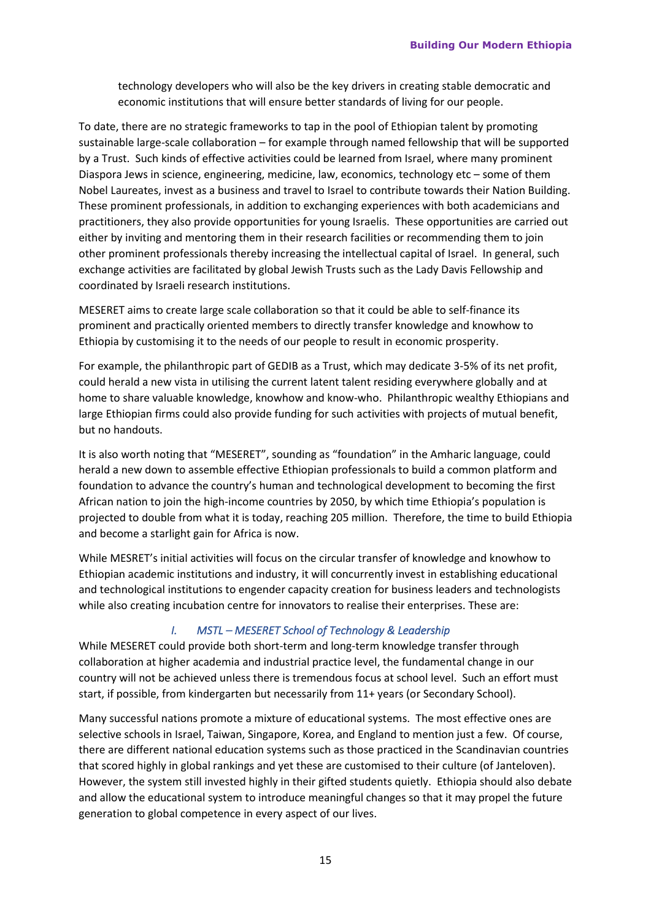technology developers who will also be the key drivers in creating stable democratic and economic institutions that will ensure better standards of living for our people.

To date, there are no strategic frameworks to tap in the pool of Ethiopian talent by promoting sustainable large-scale collaboration – for example through named fellowship that will be supported by a Trust. Such kinds of effective activities could be learned from Israel, where many prominent Diaspora Jews in science, engineering, medicine, law, economics, technology etc – some of them Nobel Laureates, invest as a business and travel to Israel to contribute towards their Nation Building. These prominent professionals, in addition to exchanging experiences with both academicians and practitioners, they also provide opportunities for young Israelis. These opportunities are carried out either by inviting and mentoring them in their research facilities or recommending them to join other prominent professionals thereby increasing the intellectual capital of Israel. In general, such exchange activities are facilitated by global Jewish Trusts such as the Lady Davis Fellowship and coordinated by Israeli research institutions.

MESERET aims to create large scale collaboration so that it could be able to self-finance its prominent and practically oriented members to directly transfer knowledge and knowhow to Ethiopia by customising it to the needs of our people to result in economic prosperity.

For example, the philanthropic part of GEDIB as a Trust, which may dedicate 3-5% of its net profit, could herald a new vista in utilising the current latent talent residing everywhere globally and at home to share valuable knowledge, knowhow and know-who. Philanthropic wealthy Ethiopians and large Ethiopian firms could also provide funding for such activities with projects of mutual benefit, but no handouts.

It is also worth noting that "MESERET", sounding as "foundation" in the Amharic language, could herald a new down to assemble effective Ethiopian professionals to build a common platform and foundation to advance the country's human and technological development to becoming the first African nation to join the high-income countries by 2050, by which time Ethiopia's population is projected to double from what it is today, reaching 205 million. Therefore, the time to build Ethiopia and become a starlight gain for Africa is now.

While MESRET's initial activities will focus on the circular transfer of knowledge and knowhow to Ethiopian academic institutions and industry, it will concurrently invest in establishing educational and technological institutions to engender capacity creation for business leaders and technologists while also creating incubation centre for innovators to realise their enterprises. These are:

*I. MSTL – MESERET School of Technology & Leadership*

While MESERET could provide both short-term and long-term knowledge transfer through collaboration at higher academia and industrial practice level, the fundamental change in our country will not be achieved unless there is tremendous focus at school level. Such an effort must start, if possible, from kindergarten but necessarily from 11+ years (or Secondary School).

Many successful nations promote a mixture of educational systems. The most effective ones are selective schools in Israel, Taiwan, Singapore, Korea, and England to mention just a few. Of course, there are different national education systems such as those practiced in the Scandinavian countries that scored highly in global rankings and yet these are customised to their culture (of Janteloven). However, the system still invested highly in their gifted students quietly. Ethiopia should also debate and allow the educational system to introduce meaningful changes so that it may propel the future generation to global competence in every aspect of our lives.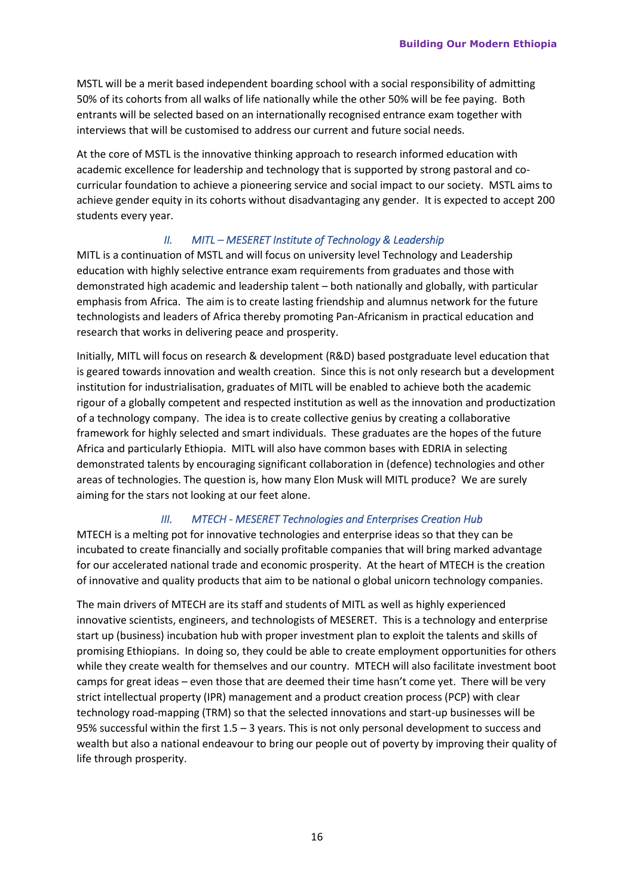MSTL will be a merit based independent boarding school with a social responsibility of admitting 50% of its cohorts from all walks of life nationally while the other 50% will be fee paying. Both entrants will be selected based on an internationally recognised entrance exam together with interviews that will be customised to address our current and future social needs.

At the core of MSTL is the innovative thinking approach to research informed education with academic excellence for leadership and technology that is supported by strong pastoral and co-curricular foundation to achieve a pioneering service and social impact to our society. MSTL aims to achieve gender equity in its cohorts without disadvantaging any gender. It is expected to accept 200 students every year.

### *II. MITL – MESERET Institute of Technology & Leadership*

MITL is a continuation of MSTL and will focus on university level Technology and Leadership education with highly selective entrance exam requirements from graduates and those with demonstrated high academic and leadership talent – both nationally and globally, with particular emphasis from Africa. The aim is to create lasting friendship and alumnus network for the future technologists and leaders of Africa thereby promoting Pan-Africanism in practical education and research that works in delivering peace and prosperity.

Initially, MITL will focus on research & development (R&D) based postgraduate level education that is geared towards innovation and wealth creation. Since this is not only research but a development institution for industrialisation, graduates of MITL will be enabled to achieve both the academic rigour of a globally competent and respected institution as well as the innovation and productization of a technology company. The idea is to create collective genius by creating a collaborative framework for highly selected and smart individuals. These graduates are the hopes of the future Africa and particularly Ethiopia. MITL will also have common bases with EDRIA in selecting demonstrated talents by encouraging significant collaboration in (defence) technologies and other areas of technologies. The question is, how many Elon Musk will MITL produce? We are surely aiming for the stars not looking at our feet alone.

### *III. MTECH - MESERET Technologies and Enterprises Creation Hub*

MTECH is a melting pot for innovative technologies and enterprise ideas so that they can be incubated to create financially and socially profitable companies that will bring marked advantage for our accelerated national trade and economic prosperity. At the heart of MTECH is the creation of innovative and quality products that aim to be national o global unicorn technology companies.

The main drivers of MTECH are its staff and students of MITL as well as highly experienced innovative scientists, engineers, and technologists of MESERET. This is a technology and enterprise start up (business) incubation hub with proper investment plan to exploit the talents and skills of promising Ethiopians. In doing so, they could be able to create employment opportunities for others while they create wealth for themselves and our country. MTECH will also facilitate investment boot camps for great ideas – even those that are deemed their time hasn't come yet. There will be very strict intellectual property (IPR) management and a product creation process (PCP) with clear technology road-mapping (TRM) so that the selected innovations and start-up businesses will be 95% successful within the first 1.5 – 3 years. This is not only personal development to success and wealth but also a national endeavour to bring our people out of poverty by improving their quality of life through prosperity.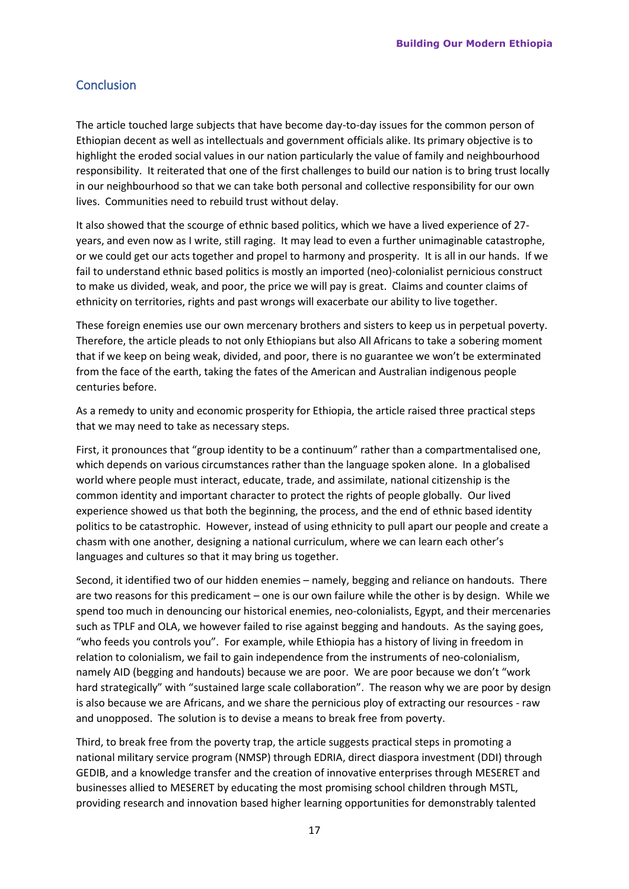## Conclusion

The article touched large subjects that have become day-to-day issues for the common person of Ethiopian decent as well as intellectuals and government officials alike. Its primary objective is to highlight the eroded social values in our nation particularly the value of family and neighbourhood responsibility. It reiterated that one of the first challenges to build our nation is to bring trust locally in our neighbourhood so that we can take both personal and collective responsibility for our own lives. Communities need to rebuild trust without delay.

It also showed that the scourge of ethnic based politics, which we have a lived experience of 27-years, and even now as I write, still raging. It may lead to even a further unimaginable catastrophe, or we could get our acts together and propel to harmony and prosperity. It is all in our hands. If we fail to understand ethnic based politics is mostly an imported (neo)-colonialist pernicious construct to make us divided, weak, and poor, the price we will pay is great. Claims and counter claims of ethnicity on territories, rights and past wrongs will exacerbate our ability to live together.

These foreign enemies use our own mercenary brothers and sisters to keep us in perpetual poverty. Therefore, the article pleads to not only Ethiopians but also All Africans to take a sobering moment that if we keep on being weak, divided, and poor, there is no guarantee we won't be exterminated from the face of the earth, taking the fates of the American and Australian indigenous people centuries before.

As a remedy to unity and economic prosperity for Ethiopia, the article raised three practical steps that we may need to take as necessary steps.

First, it pronounces that "group identity to be a continuum" rather than a compartmentalised one, which depends on various circumstances rather than the language spoken alone. In a globalised world where people must interact, educate, trade, and assimilate, national citizenship is the common identity and important character to protect the rights of people globally. Our lived experience showed us that both the beginning, the process, and the end of ethnic based identity politics to be catastrophic. However, instead of using ethnicity to pull apart our people and create a chasm with one another, designing a national curriculum, where we can learn each other's languages and cultures so that it may bring us together.

Second, it identified two of our hidden enemies – namely, begging and reliance on handouts. There are two reasons for this predicament – one is our own failure while the other is by design. While we spend too much in denouncing our historical enemies, neo-colonialists, Egypt, and their mercenaries such as TPLF and OLA, we however failed to rise against begging and handouts. As the saying goes, "who feeds you controls you". For example, while Ethiopia has a history of living in freedom in relation to colonialism, we fail to gain independence from the instruments of neo-colonialism, namely AID (begging and handouts) because we are poor. We are poor because we don't "work hard strategically" with "sustained large scale collaboration". The reason why we are poor by design is also because we are Africans, and we share the pernicious ploy of extracting our resources - raw and unopposed. The solution is to devise a means to break free from poverty.

Third, to break free from the poverty trap, the article suggests practical steps in promoting a national military service program (NMSP) through EDRIA, direct diaspora investment (DDI) through GEDIB, and a knowledge transfer and the creation of innovative enterprises through MESERET and businesses allied to MESERET by educating the most promising school children through MSTL, providing research and innovation based higher learning opportunities for demonstrably talented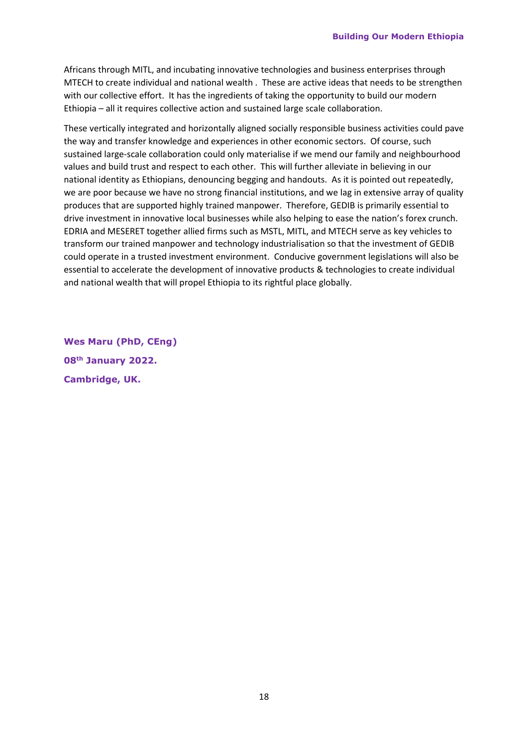Africans through MITL, and incubating innovative technologies and business enterprises through MTECH to create individual and national wealth . These are active ideas that needs to be strengthen with our collective effort. It has the ingredients of taking the opportunity to build our modern Ethiopia – all it requires collective action and sustained large scale collaboration.

These vertically integrated and horizontally aligned socially responsible business activities could pave the way and transfer knowledge and experiences in other economic sectors. Of course, such sustained large-scale collaboration could only materialise if we mend our family and neighbourhood values and build trust and respect to each other. This will further alleviate in believing in our national identity as Ethiopians, denouncing begging and handouts. As it is pointed out repeatedly, we are poor because we have no strong financial institutions, and we lag in extensive array of quality produces that are supported highly trained manpower. Therefore, GEDIB is primarily essential to drive investment in innovative local businesses while also helping to ease the nation's forex crunch. EDRIA and MESERET together allied firms such as MSTL, MITL, and MTECH serve as key vehicles to transform our trained manpower and technology industrialisation so that the investment of GEDIB could operate in a trusted investment environment. Conducive government legislations will also be essential to accelerate the development of innovative products & technologies to create individual and national wealth that will propel Ethiopia to its rightful place globally.

**Wes Maru (PhD, CEng)**

**08th January 2022.**

**Cambridge, UK.**